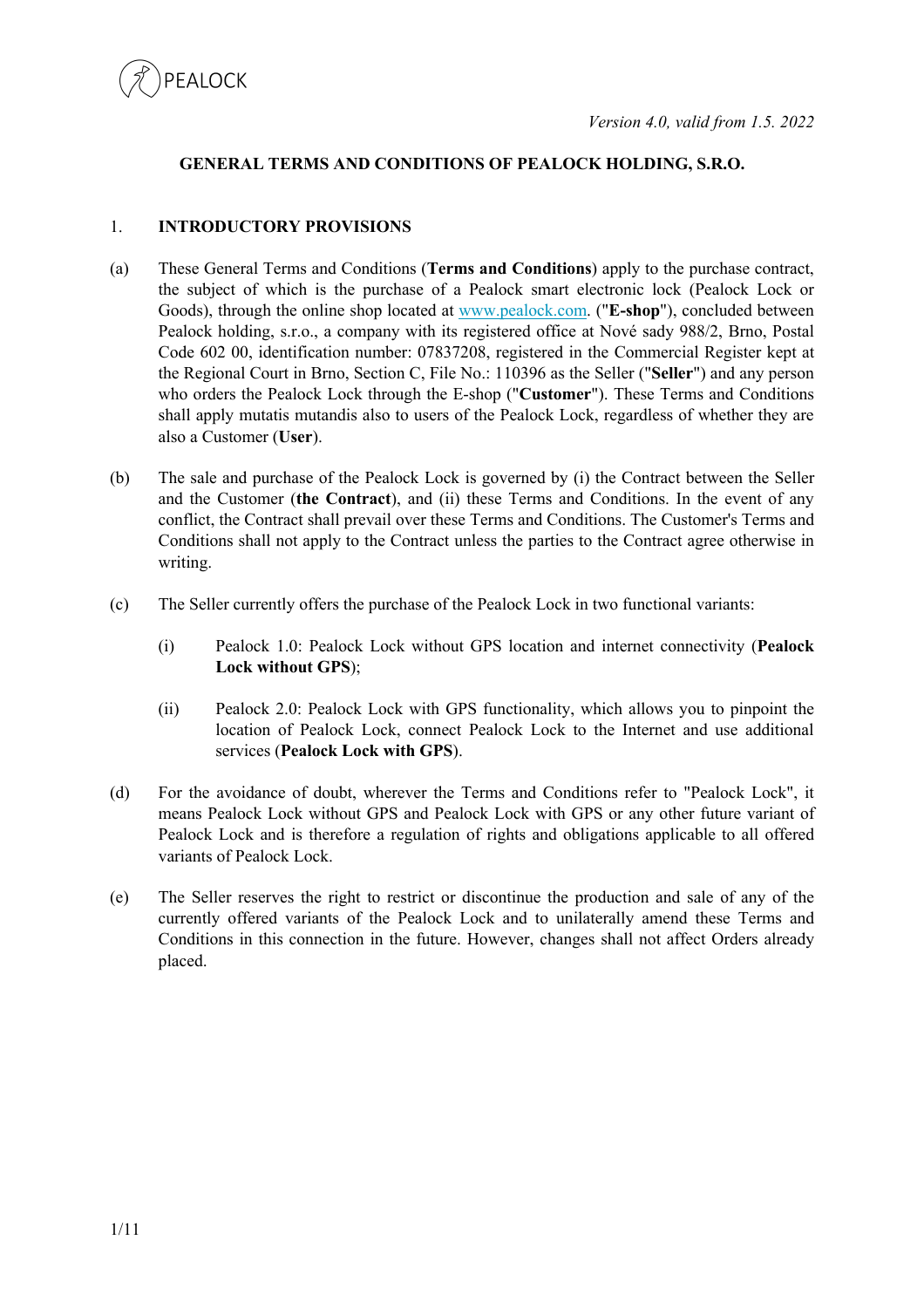PEALOCK

*Version 4.0, valid from 1.5. 2022*

# GENERAL TERMS AND CONDITIONS OF PEALOCK HOLDING, S.R.O.

## 1. INTRODUCTORY PROVISIONS

(a) These General Terms and Conditions (**Terms and Conditions**) apply to the purchase contract, the subject of which is the purchase of a Pealock smart electronic lock (Pealock Lock or Goods), through the online shop located at www.pealock.com. ("**E-shop**"), concluded between Pealock holding, s.r.o., a company with its registered office at Nové sady 988/2, Brno, Postal Code 602 00, identification number: 07837208, registered in the Commercial Register kept at the Regional Court in Brno, Section C, File No.: 110396 as the Seller ("**Seller**") and any person who orders the Pealock Lock through the E-shop ("**Customer**"). These Terms and Conditions shall apply mutatis mutandis also to users of the Pealock Lock, regardless of whether they are also a Customer (**User**).

(b) The sale and purchase of the Pealock Lock is governed by (i) the Contract between the Seller and the Customer (**the Contract**), and (ii) these Terms and Conditions. In the event of any conflict, the Contract shall prevail over these Terms and Conditions. The Customer's Terms and Conditions shall not apply to the Contract unless the parties to the Contract agree otherwise in writing.

(c) The Seller currently offers the purchase of the Pealock Lock in two functional variants:

(i) Pealock 1.0: Pealock Lock without GPS location and internet connectivity (**Pealock Lock without GPS**);

(ii) Pealock 2.0: Pealock Lock with GPS functionality, which allows you to pinpoint the location of Pealock Lock, connect Pealock Lock to the Internet and use additional services (**Pealock Lock with GPS**).

(d) For the avoidance of doubt, wherever the Terms and Conditions refer to "Pealock Lock", it means Pealock Lock without GPS and Pealock Lock with GPS or any other future variant of Pealock Lock and is therefore a regulation of rights and obligations applicable to all offered variants of Pealock Lock.

(e) The Seller reserves the right to restrict or discontinue the production and sale of any of the currently offered variants of the Pealock Lock and to unilaterally amend these Terms and Conditions in this connection in the future. However, changes shall not affect Orders already placed.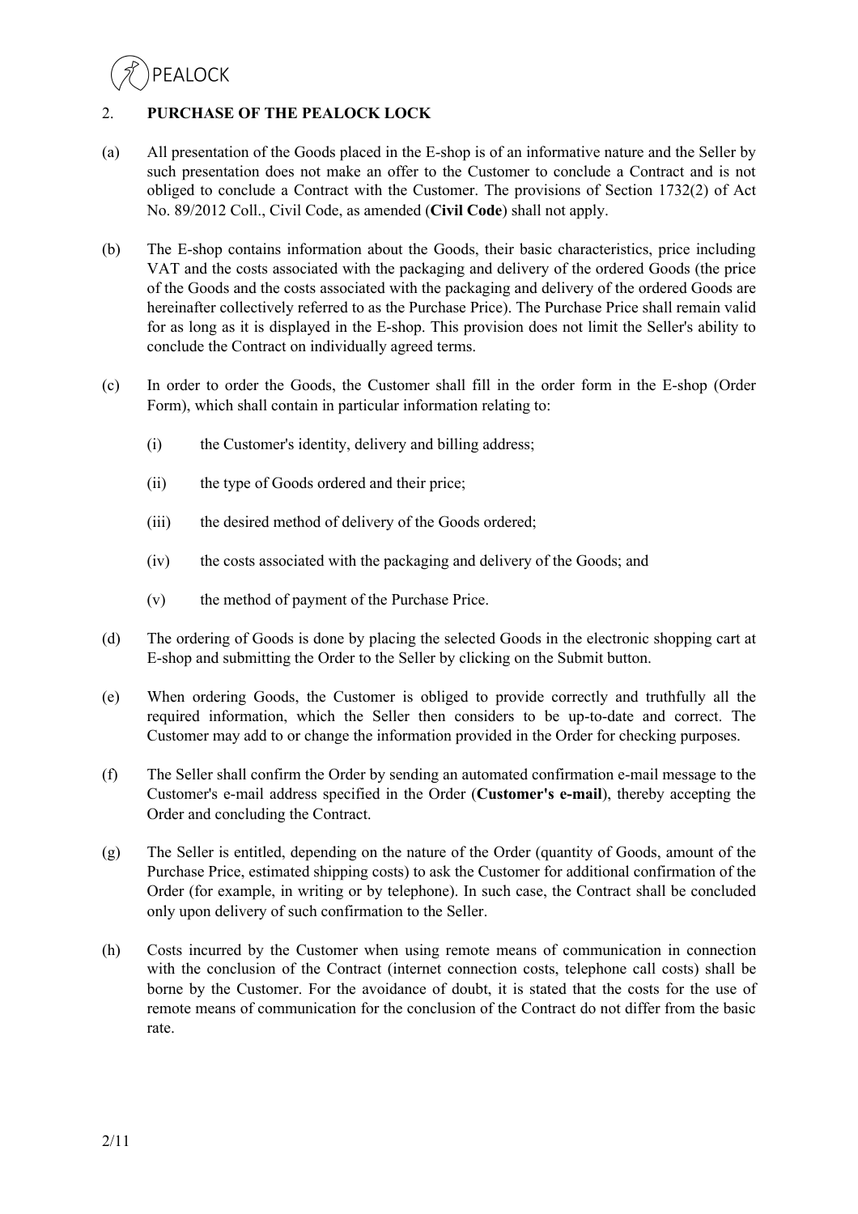## 2. **PURCHASE OF THE PEALOCK LOCK**

(a) All presentation of the Goods placed in the E-shop is of an informative nature and the Seller by such presentation does not make an offer to the Customer to conclude a Contract and is not obliged to conclude a Contract with the Customer. The provisions of Section 1732(2) of Act No. 89/2012 Coll., Civil Code, as amended (**Civil Code**) shall not apply.

(b) The E-shop contains information about the Goods, their basic characteristics, price including VAT and the costs associated with the packaging and delivery of the ordered Goods (the price of the Goods and the costs associated with the packaging and delivery of the ordered Goods are hereinafter collectively referred to as the Purchase Price). The Purchase Price shall remain valid for as long as it is displayed in the E-shop. This provision does not limit the Seller's ability to conclude the Contract on individually agreed terms.

(c) In order to order the Goods, the Customer shall fill in the order form in the E-shop (Order Form), which shall contain in particular information relating to:

- (i) the Customer's identity, delivery and billing address;
- (ii) the type of Goods ordered and their price;
- (iii) the desired method of delivery of the Goods ordered;
- (iv) the costs associated with the packaging and delivery of the Goods; and
- (v) the method of payment of the Purchase Price.

(d) The ordering of Goods is done by placing the selected Goods in the electronic shopping cart at E-shop and submitting the Order to the Seller by clicking on the Submit button.

(e) When ordering Goods, the Customer is obliged to provide correctly and truthfully all the required information, which the Seller then considers to be up-to-date and correct. The Customer may add to or change the information provided in the Order for checking purposes.

(f) The Seller shall confirm the Order by sending an automated confirmation e-mail message to the Customer's e-mail address specified in the Order (**Customer's e-mail**), thereby accepting the Order and concluding the Contract.

(g) The Seller is entitled, depending on the nature of the Order (quantity of Goods, amount of the Purchase Price, estimated shipping costs) to ask the Customer for additional confirmation of the Order (for example, in writing or by telephone). In such case, the Contract shall be concluded only upon delivery of such confirmation to the Seller.

(h) Costs incurred by the Customer when using remote means of communication in connection with the conclusion of the Contract (internet connection costs, telephone call costs) shall be borne by the Customer. For the avoidance of doubt, it is stated that the costs for the use of remote means of communication for the conclusion of the Contract do not differ from the basic rate.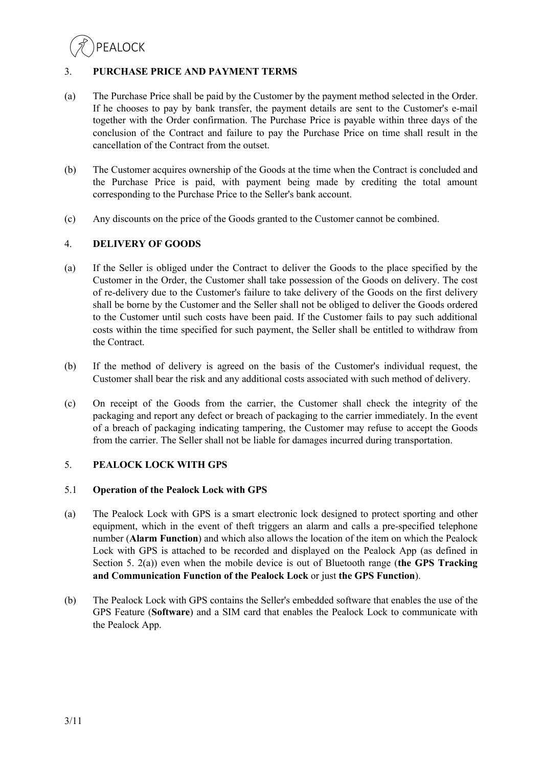## 3. PURCHASE PRICE AND PAYMENT TERMS

(a) The Purchase Price shall be paid by the Customer by the payment method selected in the Order. If he chooses to pay by bank transfer, the payment details are sent to the Customer's e-mail together with the Order confirmation. The Purchase Price is payable within three days of the conclusion of the Contract and failure to pay the Purchase Price on time shall result in the cancellation of the Contract from the outset.

(b) The Customer acquires ownership of the Goods at the time when the Contract is concluded and the Purchase Price is paid, with payment being made by crediting the total amount corresponding to the Purchase Price to the Seller's bank account.

(c) Any discounts on the price of the Goods granted to the Customer cannot be combined.

## 4. DELIVERY OF GOODS

(a) If the Seller is obliged under the Contract to deliver the Goods to the place specified by the Customer in the Order, the Customer shall take possession of the Goods on delivery. The cost of re-delivery due to the Customer's failure to take delivery of the Goods on the first delivery shall be borne by the Customer and the Seller shall not be obliged to deliver the Goods ordered to the Customer until such costs have been paid. If the Customer fails to pay such additional costs within the time specified for such payment, the Seller shall be entitled to withdraw from the Contract.

(b) If the method of delivery is agreed on the basis of the Customer's individual request, the Customer shall bear the risk and any additional costs associated with such method of delivery.

(c) On receipt of the Goods from the carrier, the Customer shall check the integrity of the packaging and report any defect or breach of packaging to the carrier immediately. In the event of a breach of packaging indicating tampering, the Customer may refuse to accept the Goods from the carrier. The Seller shall not be liable for damages incurred during transportation.

## 5. PEALOCK LOCK WITH GPS

### 5.1 Operation of the Pealock Lock with GPS

(a) The Pealock Lock with GPS is a smart electronic lock designed to protect sporting and other equipment, which in the event of theft triggers an alarm and calls a pre-specified telephone number (**Alarm Function**) and which also allows the location of the item on which the Pealock Lock with GPS is attached to be recorded and displayed on the Pealock App (as defined in Section 5. 2(a)) even when the mobile device is out of Bluetooth range (**the GPS Tracking and Communication Function of the Pealock Lock** or just **the GPS Function**).

(b) The Pealock Lock with GPS contains the Seller's embedded software that enables the use of the GPS Feature (**Software**) and a SIM card that enables the Pealock Lock to communicate with the Pealock App.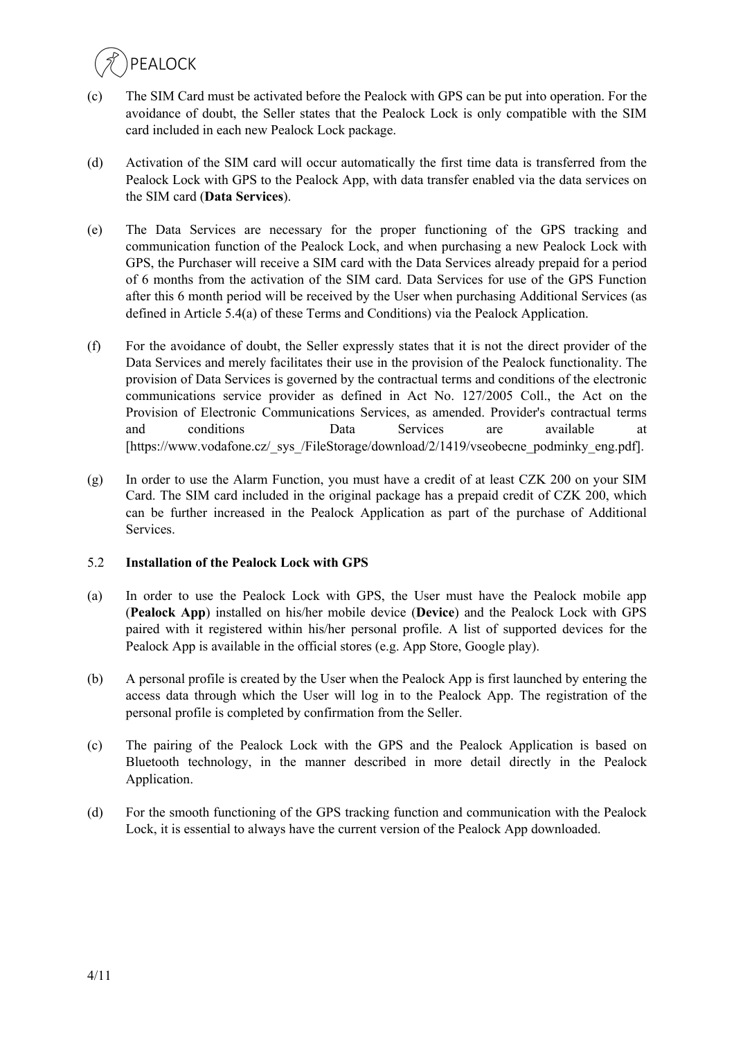(c) The SIM Card must be activated before the Pealock with GPS can be put into operation. For the avoidance of doubt, the Seller states that the Pealock Lock is only compatible with the SIM card included in each new Pealock Lock package.

(d) Activation of the SIM card will occur automatically the first time data is transferred from the Pealock Lock with GPS to the Pealock App, with data transfer enabled via the data services on the SIM card (**Data Services**).

(e) The Data Services are necessary for the proper functioning of the GPS tracking and communication function of the Pealock Lock, and when purchasing a new Pealock Lock with GPS, the Purchaser will receive a SIM card with the Data Services already prepaid for a period of 6 months from the activation of the SIM card. Data Services for use of the GPS Function after this 6 month period will be received by the User when purchasing Additional Services (as defined in Article 5.4(a) of these Terms and Conditions) via the Pealock Application.

(f) For the avoidance of doubt, the Seller expressly states that it is not the direct provider of the Data Services and merely facilitates their use in the provision of the Pealock functionality. The provision of Data Services is governed by the contractual terms and conditions of the electronic communications service provider as defined in Act No. 127/2005 Coll., the Act on the Provision of Electronic Communications Services, as amended. Provider's contractual terms and conditions Data Services are available at [https://www.vodafone.cz/_sys_/FileStorage/download/2/1419/vseobecne_podminky_eng.pdf].

(g) In order to use the Alarm Function, you must have a credit of at least CZK 200 on your SIM Card. The SIM card included in the original package has a prepaid credit of CZK 200, which can be further increased in the Pealock Application as part of the purchase of Additional Services.

5.2 **Installation of the Pealock Lock with GPS**

(a) In order to use the Pealock Lock with GPS, the User must have the Pealock mobile app (**Pealock App**) installed on his/her mobile device (**Device**) and the Pealock Lock with GPS paired with it registered within his/her personal profile. A list of supported devices for the Pealock App is available in the official stores (e.g. App Store, Google play).

(b) A personal profile is created by the User when the Pealock App is first launched by entering the access data through which the User will log in to the Pealock App. The registration of the personal profile is completed by confirmation from the Seller.

(c) The pairing of the Pealock Lock with the GPS and the Pealock Application is based on Bluetooth technology, in the manner described in more detail directly in the Pealock Application.

(d) For the smooth functioning of the GPS tracking function and communication with the Pealock Lock, it is essential to always have the current version of the Pealock App downloaded.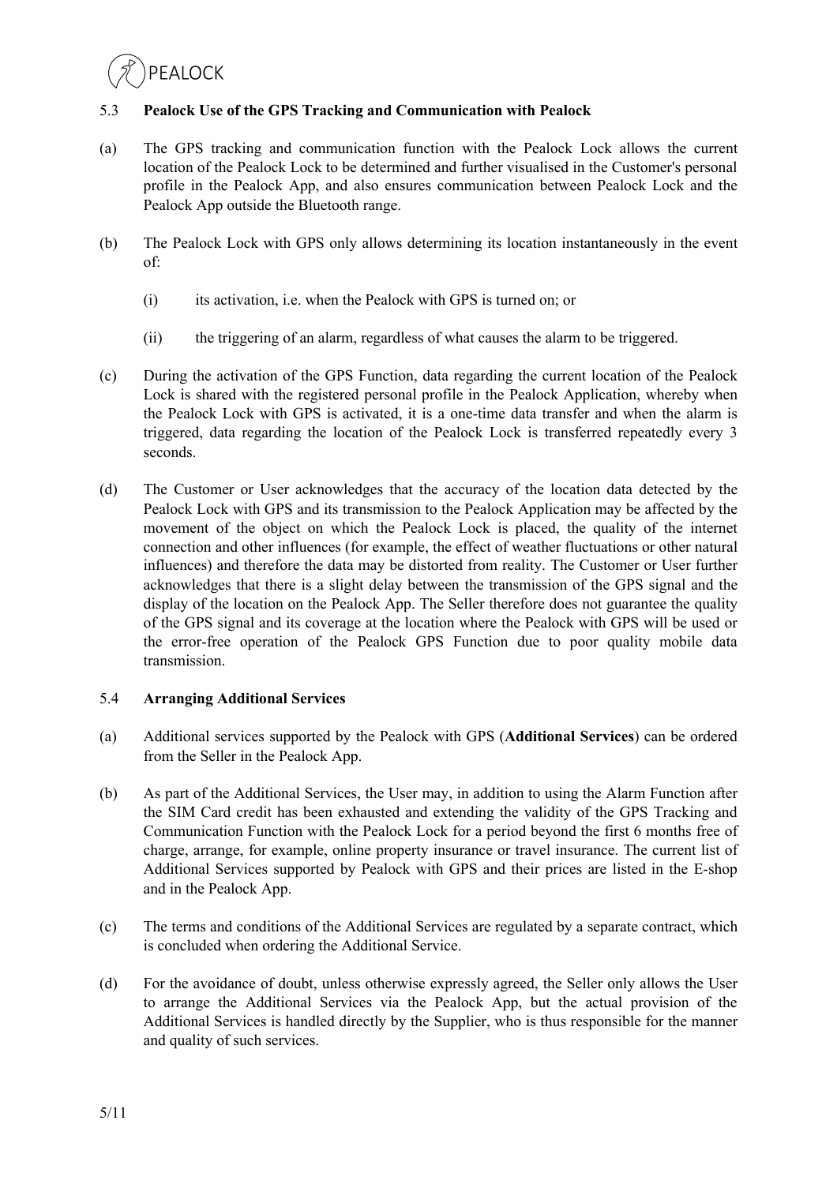### 5.3 **Pealock Use of the GPS Tracking and Communication with Pealock**

(a) The GPS tracking and communication function with the Pealock Lock allows the current location of the Pealock Lock to be determined and further visualised in the Customer's personal profile in the Pealock App, and also ensures communication between Pealock Lock and the Pealock App outside the Bluetooth range.

(b) The Pealock Lock with GPS only allows determining its location instantaneously in the event of:

(i) its activation, i.e. when the Pealock with GPS is turned on; or

(ii) the triggering of an alarm, regardless of what causes the alarm to be triggered.

(c) During the activation of the GPS Function, data regarding the current location of the Pealock Lock is shared with the registered personal profile in the Pealock Application, whereby when the Pealock Lock with GPS is activated, it is a one-time data transfer and when the alarm is triggered, data regarding the location of the Pealock Lock is transferred repeatedly every 3 seconds.

(d) The Customer or User acknowledges that the accuracy of the location data detected by the Pealock Lock with GPS and its transmission to the Pealock Application may be affected by the movement of the object on which the Pealock Lock is placed, the quality of the internet connection and other influences (for example, the effect of weather fluctuations or other natural influences) and therefore the data may be distorted from reality. The Customer or User further acknowledges that there is a slight delay between the transmission of the GPS signal and the display of the location on the Pealock App. The Seller therefore does not guarantee the quality of the GPS signal and its coverage at the location where the Pealock with GPS will be used or the error-free operation of the Pealock GPS Function due to poor quality mobile data transmission.

### 5.4 **Arranging Additional Services**

(a) Additional services supported by the Pealock with GPS (**Additional Services**) can be ordered from the Seller in the Pealock App.

(b) As part of the Additional Services, the User may, in addition to using the Alarm Function after the SIM Card credit has been exhausted and extending the validity of the GPS Tracking and Communication Function with the Pealock Lock for a period beyond the first 6 months free of charge, arrange, for example, online property insurance or travel insurance. The current list of Additional Services supported by Pealock with GPS and their prices are listed in the E-shop and in the Pealock App.

(c) The terms and conditions of the Additional Services are regulated by a separate contract, which is concluded when ordering the Additional Service.

(d) For the avoidance of doubt, unless otherwise expressly agreed, the Seller only allows the User to arrange the Additional Services via the Pealock App, but the actual provision of the Additional Services is handled directly by the Supplier, who is thus responsible for the manner and quality of such services.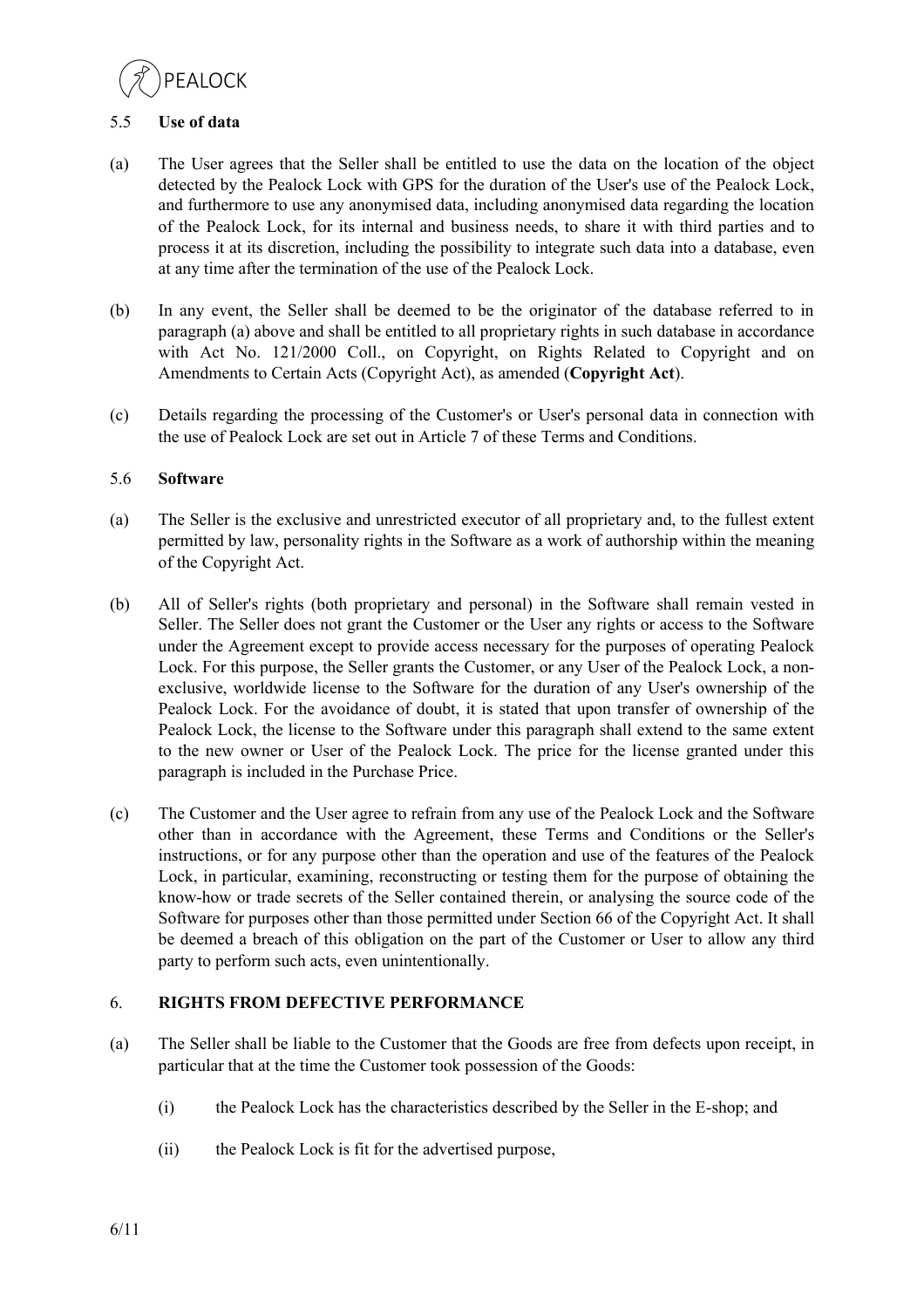### 5.5 **Use of data**

(a) The User agrees that the Seller shall be entitled to use the data on the location of the object detected by the Pealock Lock with GPS for the duration of the User's use of the Pealock Lock, and furthermore to use any anonymised data, including anonymised data regarding the location of the Pealock Lock, for its internal and business needs, to share it with third parties and to process it at its discretion, including the possibility to integrate such data into a database, even at any time after the termination of the use of the Pealock Lock.

(b) In any event, the Seller shall be deemed to be the originator of the database referred to in paragraph (a) above and shall be entitled to all proprietary rights in such database in accordance with Act No. 121/2000 Coll., on Copyright, on Rights Related to Copyright and on Amendments to Certain Acts (Copyright Act), as amended (**Copyright Act**).

(c) Details regarding the processing of the Customer's or User's personal data in connection with the use of Pealock Lock are set out in Article 7 of these Terms and Conditions.

### 5.6 **Software**

(a) The Seller is the exclusive and unrestricted executor of all proprietary and, to the fullest extent permitted by law, personality rights in the Software as a work of authorship within the meaning of the Copyright Act.

(b) All of Seller's rights (both proprietary and personal) in the Software shall remain vested in Seller. The Seller does not grant the Customer or the User any rights or access to the Software under the Agreement except to provide access necessary for the purposes of operating Pealock Lock. For this purpose, the Seller grants the Customer, or any User of the Pealock Lock, a non-exclusive, worldwide license to the Software for the duration of any User's ownership of the Pealock Lock. For the avoidance of doubt, it is stated that upon transfer of ownership of the Pealock Lock, the license to the Software under this paragraph shall extend to the same extent to the new owner or User of the Pealock Lock. The price for the license granted under this paragraph is included in the Purchase Price.

(c) The Customer and the User agree to refrain from any use of the Pealock Lock and the Software other than in accordance with the Agreement, these Terms and Conditions or the Seller's instructions, or for any purpose other than the operation and use of the features of the Pealock Lock, in particular, examining, reconstructing or testing them for the purpose of obtaining the know-how or trade secrets of the Seller contained therein, or analysing the source code of the Software for purposes other than those permitted under Section 66 of the Copyright Act. It shall be deemed a breach of this obligation on the part of the Customer or User to allow any third party to perform such acts, even unintentionally.

## 6. **RIGHTS FROM DEFECTIVE PERFORMANCE**

(a) The Seller shall be liable to the Customer that the Goods are free from defects upon receipt, in particular that at the time the Customer took possession of the Goods:

   (i) the Pealock Lock has the characteristics described by the Seller in the E-shop; and

   (ii) the Pealock Lock is fit for the advertised purpose,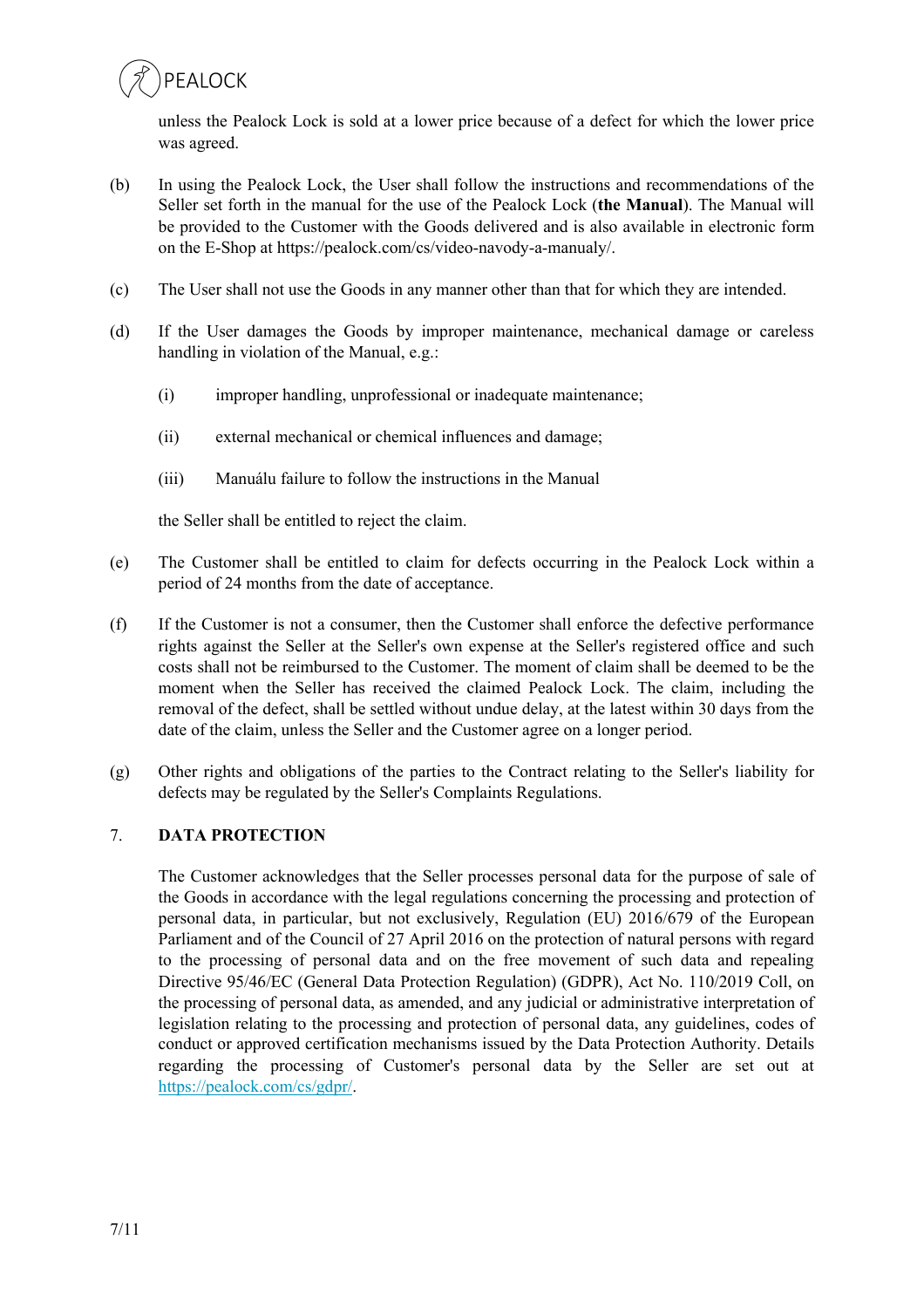unless the Pealock Lock is sold at a lower price because of a defect for which the lower price was agreed.

(b) In using the Pealock Lock, the User shall follow the instructions and recommendations of the Seller set forth in the manual for the use of the Pealock Lock (**the Manual**). The Manual will be provided to the Customer with the Goods delivered and is also available in electronic form on the E-Shop at https://pealock.com/cs/video-navody-a-manualy/.

(c) The User shall not use the Goods in any manner other than that for which they are intended.

(d) If the User damages the Goods by improper maintenance, mechanical damage or careless handling in violation of the Manual, e.g.:

   (i) improper handling, unprofessional or inadequate maintenance;

   (ii) external mechanical or chemical influences and damage;

   (iii) Manuálu failure to follow the instructions in the Manual

   the Seller shall be entitled to reject the claim.

(e) The Customer shall be entitled to claim for defects occurring in the Pealock Lock within a period of 24 months from the date of acceptance.

(f) If the Customer is not a consumer, then the Customer shall enforce the defective performance rights against the Seller at the Seller's own expense at the Seller's registered office and such costs shall not be reimbursed to the Customer. The moment of claim shall be deemed to be the moment when the Seller has received the claimed Pealock Lock. The claim, including the removal of the defect, shall be settled without undue delay, at the latest within 30 days from the date of the claim, unless the Seller and the Customer agree on a longer period.

(g) Other rights and obligations of the parties to the Contract relating to the Seller's liability for defects may be regulated by the Seller's Complaints Regulations.

## 7. DATA PROTECTION

The Customer acknowledges that the Seller processes personal data for the purpose of sale of the Goods in accordance with the legal regulations concerning the processing and protection of personal data, in particular, but not exclusively, Regulation (EU) 2016/679 of the European Parliament and of the Council of 27 April 2016 on the protection of natural persons with regard to the processing of personal data and on the free movement of such data and repealing Directive 95/46/EC (General Data Protection Regulation) (GDPR), Act No. 110/2019 Coll, on the processing of personal data, as amended, and any judicial or administrative interpretation of legislation relating to the processing and protection of personal data, any guidelines, codes of conduct or approved certification mechanisms issued by the Data Protection Authority. Details regarding the processing of Customer's personal data by the Seller are set out at https://pealock.com/cs/gdpr/.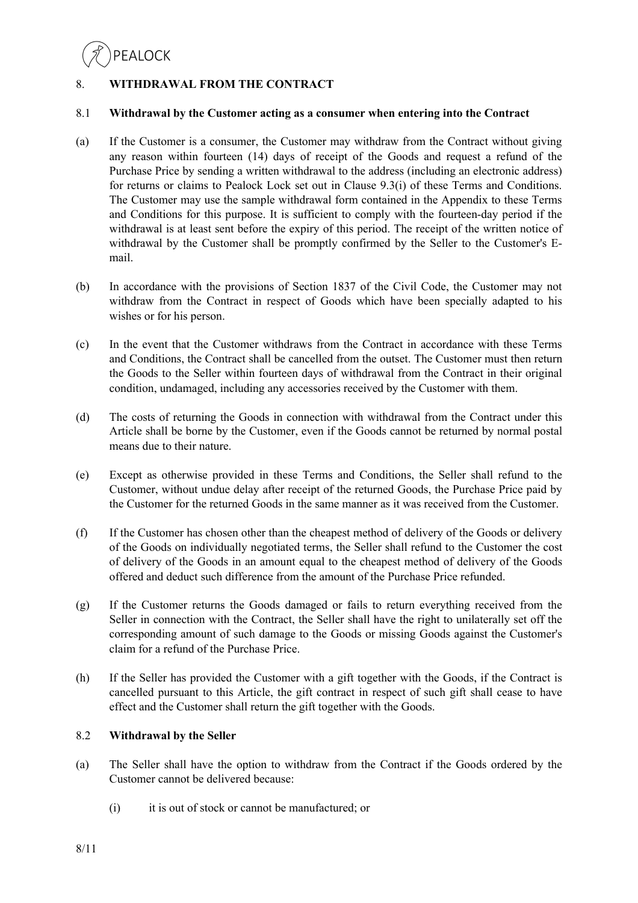## 8. WITHDRAWAL FROM THE CONTRACT

### 8.1 Withdrawal by the Customer acting as a consumer when entering into the Contract

(a) If the Customer is a consumer, the Customer may withdraw from the Contract without giving any reason within fourteen (14) days of receipt of the Goods and request a refund of the Purchase Price by sending a written withdrawal to the address (including an electronic address) for returns or claims to Pealock Lock set out in Clause 9.3(i) of these Terms and Conditions. The Customer may use the sample withdrawal form contained in the Appendix to these Terms and Conditions for this purpose. It is sufficient to comply with the fourteen-day period if the withdrawal is at least sent before the expiry of this period. The receipt of the written notice of withdrawal by the Customer shall be promptly confirmed by the Seller to the Customer's E-mail.

(b) In accordance with the provisions of Section 1837 of the Civil Code, the Customer may not withdraw from the Contract in respect of Goods which have been specially adapted to his wishes or for his person.

(c) In the event that the Customer withdraws from the Contract in accordance with these Terms and Conditions, the Contract shall be cancelled from the outset. The Customer must then return the Goods to the Seller within fourteen days of withdrawal from the Contract in their original condition, undamaged, including any accessories received by the Customer with them.

(d) The costs of returning the Goods in connection with withdrawal from the Contract under this Article shall be borne by the Customer, even if the Goods cannot be returned by normal postal means due to their nature.

(e) Except as otherwise provided in these Terms and Conditions, the Seller shall refund to the Customer, without undue delay after receipt of the returned Goods, the Purchase Price paid by the Customer for the returned Goods in the same manner as it was received from the Customer.

(f) If the Customer has chosen other than the cheapest method of delivery of the Goods or delivery of the Goods on individually negotiated terms, the Seller shall refund to the Customer the cost of delivery of the Goods in an amount equal to the cheapest method of delivery of the Goods offered and deduct such difference from the amount of the Purchase Price refunded.

(g) If the Customer returns the Goods damaged or fails to return everything received from the Seller in connection with the Contract, the Seller shall have the right to unilaterally set off the corresponding amount of such damage to the Goods or missing Goods against the Customer's claim for a refund of the Purchase Price.

(h) If the Seller has provided the Customer with a gift together with the Goods, if the Contract is cancelled pursuant to this Article, the gift contract in respect of such gift shall cease to have effect and the Customer shall return the gift together with the Goods.

### 8.2 Withdrawal by the Seller

(a) The Seller shall have the option to withdraw from the Contract if the Goods ordered by the Customer cannot be delivered because:

(i) it is out of stock or cannot be manufactured; or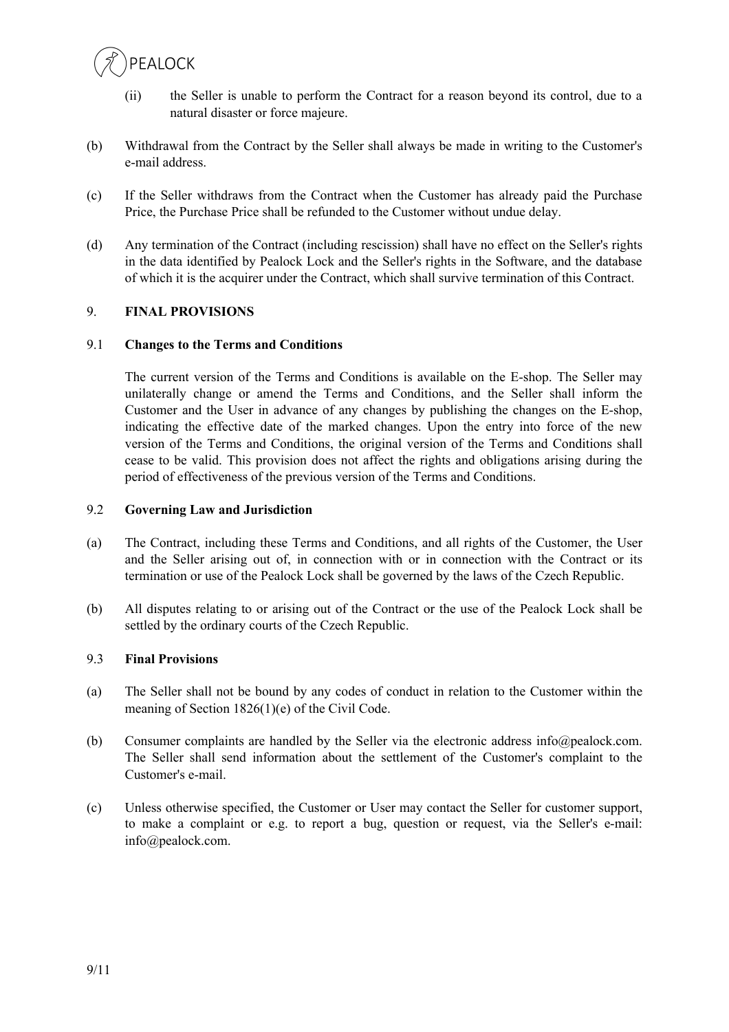(ii) the Seller is unable to perform the Contract for a reason beyond its control, due to a natural disaster or force majeure.

(b) Withdrawal from the Contract by the Seller shall always be made in writing to the Customer's e-mail address.

(c) If the Seller withdraws from the Contract when the Customer has already paid the Purchase Price, the Purchase Price shall be refunded to the Customer without undue delay.

(d) Any termination of the Contract (including rescission) shall have no effect on the Seller's rights in the data identified by Pealock Lock and the Seller's rights in the Software, and the database of which it is the acquirer under the Contract, which shall survive termination of this Contract.

## 9. FINAL PROVISIONS

### 9.1 Changes to the Terms and Conditions

The current version of the Terms and Conditions is available on the E-shop. The Seller may unilaterally change or amend the Terms and Conditions, and the Seller shall inform the Customer and the User in advance of any changes by publishing the changes on the E-shop, indicating the effective date of the marked changes. Upon the entry into force of the new version of the Terms and Conditions, the original version of the Terms and Conditions shall cease to be valid. This provision does not affect the rights and obligations arising during the period of effectiveness of the previous version of the Terms and Conditions.

### 9.2 Governing Law and Jurisdiction

(a) The Contract, including these Terms and Conditions, and all rights of the Customer, the User and the Seller arising out of, in connection with or in connection with the Contract or its termination or use of the Pealock Lock shall be governed by the laws of the Czech Republic.

(b) All disputes relating to or arising out of the Contract or the use of the Pealock Lock shall be settled by the ordinary courts of the Czech Republic.

### 9.3 Final Provisions

(a) The Seller shall not be bound by any codes of conduct in relation to the Customer within the meaning of Section 1826(1)(e) of the Civil Code.

(b) Consumer complaints are handled by the Seller via the electronic address info@pealock.com. The Seller shall send information about the settlement of the Customer's complaint to the Customer's e-mail.

(c) Unless otherwise specified, the Customer or User may contact the Seller for customer support, to make a complaint or e.g. to report a bug, question or request, via the Seller's e-mail: info@pealock.com.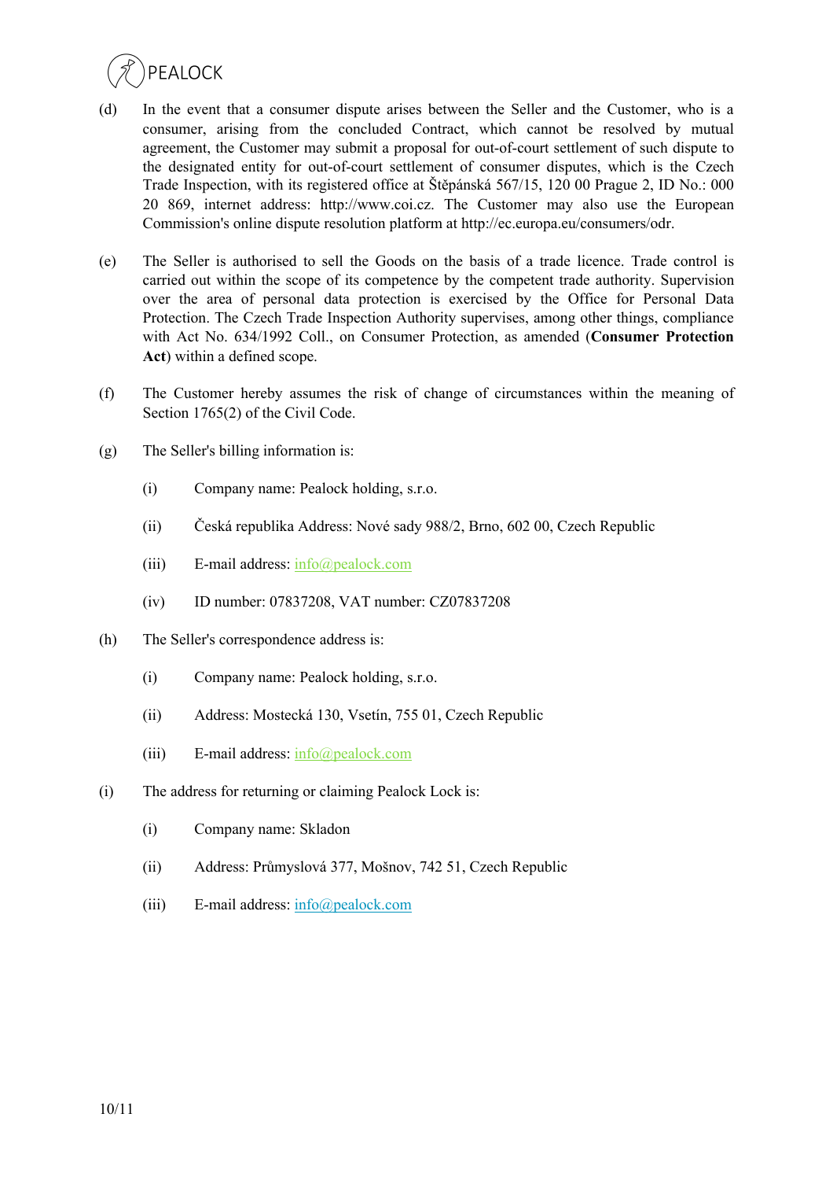(d) In the event that a consumer dispute arises between the Seller and the Customer, who is a consumer, arising from the concluded Contract, which cannot be resolved by mutual agreement, the Customer may submit a proposal for out-of-court settlement of such dispute to the designated entity for out-of-court settlement of consumer disputes, which is the Czech Trade Inspection, with its registered office at Štěpánská 567/15, 120 00 Prague 2, ID No.: 000 20 869, internet address: http://www.coi.cz. The Customer may also use the European Commission's online dispute resolution platform at http://ec.europa.eu/consumers/odr.

(e) The Seller is authorised to sell the Goods on the basis of a trade licence. Trade control is carried out within the scope of its competence by the competent trade authority. Supervision over the area of personal data protection is exercised by the Office for Personal Data Protection. The Czech Trade Inspection Authority supervises, among other things, compliance with Act No. 634/1992 Coll., on Consumer Protection, as amended (**Consumer Protection Act**) within a defined scope.

(f) The Customer hereby assumes the risk of change of circumstances within the meaning of Section 1765(2) of the Civil Code.

(g) The Seller's billing information is:

  (i) Company name: Pealock holding, s.r.o.

  (ii) Česká republika Address: Nové sady 988/2, Brno, 602 00, Czech Republic

  (iii) E-mail address: info@pealock.com

  (iv) ID number: 07837208, VAT number: CZ07837208

(h) The Seller's correspondence address is:

  (i) Company name: Pealock holding, s.r.o.

  (ii) Address: Mostecká 130, Vsetín, 755 01, Czech Republic

  (iii) E-mail address: info@pealock.com

(i) The address for returning or claiming Pealock Lock is:

  (i) Company name: Skladon

  (ii) Address: Průmyslová 377, Mošnov, 742 51, Czech Republic

  (iii) E-mail address: info@pealock.com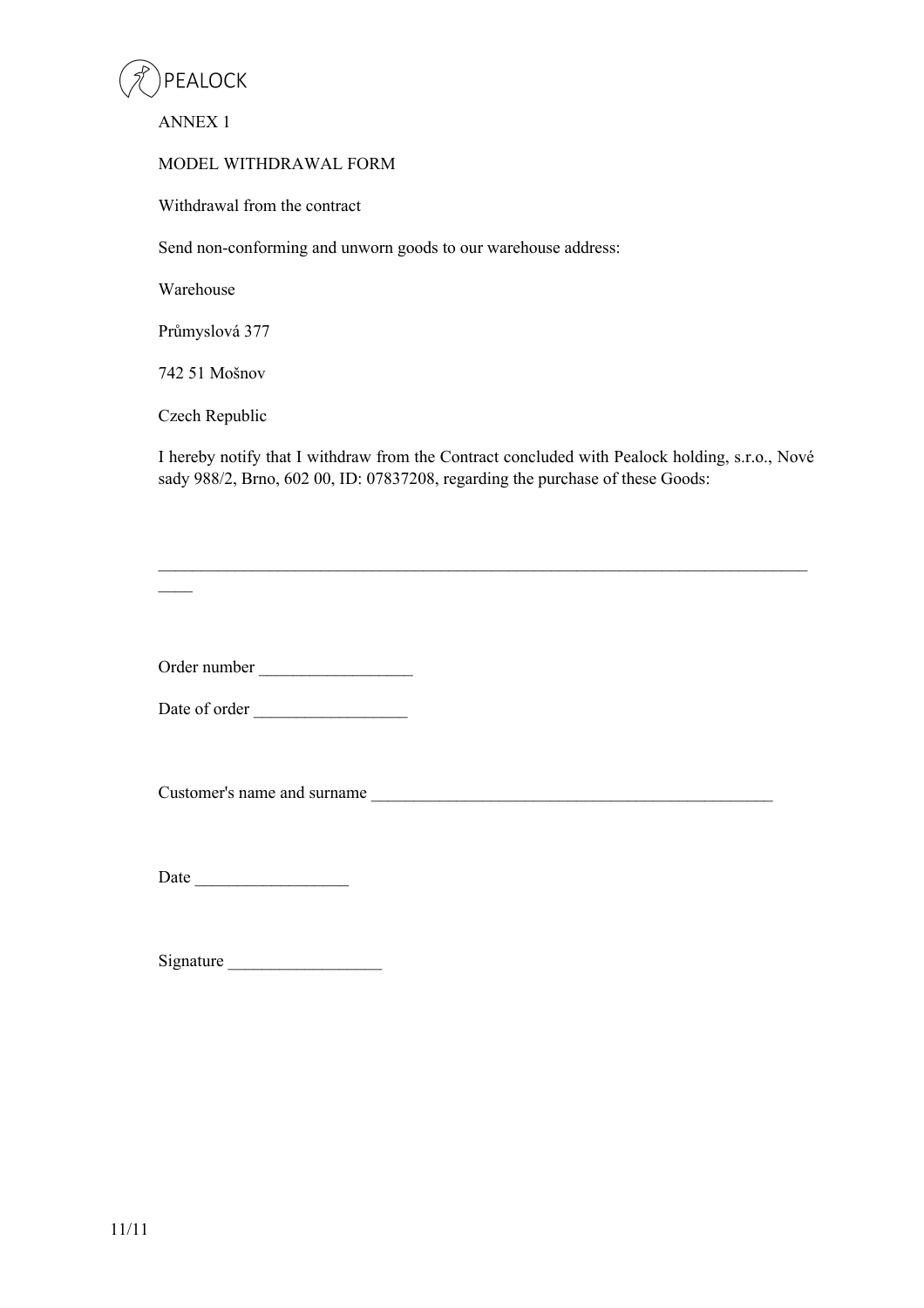ANNEX 1

MODEL WITHDRAWAL FORM

Withdrawal from the contract

Send non-conforming and unworn goods to our warehouse address:

Warehouse

Průmyslová 377

742 51 Mošnov

Czech Republic

I hereby notify that I withdraw from the Contract concluded with Pealock holding, s.r.o., Nové sady 988/2, Brno, 602 00, ID: 07837208, regarding the purchase of these Goods:

____________________________________________________________________________

Order number __________________

Date of order __________________

Customer's name and surname ________________________________________________

Date __________________

Signature __________________